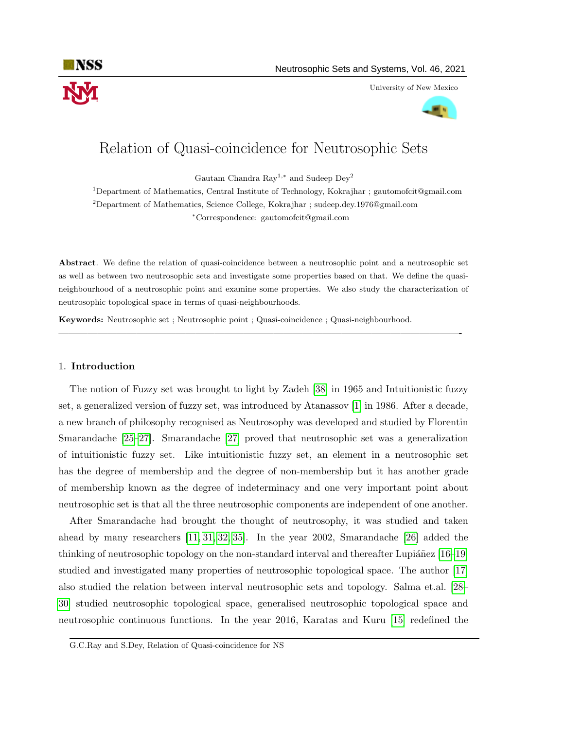# Relation of Quasi-coincidence for Neutrosophic Sets

Gautam Chandra Ray[1,*] and Sudeep Dey[2]

[1]Department of Mathematics, Central Institute of Technology, Kokrajhar ; gautomofcit@gmail.com

[2]Department of Mathematics, Science College, Kokrajhar ; sudeep.dey.1976@gmail.com

[*]Correspondence: gautomofcit@gmail.com

**Abstract**. We define the relation of quasi-coincidence between a neutrosophic point and a neutrosophic set as well as between two neutrosophic sets and investigate some properties based on that. We define the quasi-neighbourhood of a neutrosophic point and examine some properties. We also study the characterization of neutrosophic topological space in terms of quasi-neighbourhoods.

**Keywords:** Neutrosophic set ; Neutrosophic point ; Quasi-coincidence ; Quasi-neighbourhood.

---

## 1. Introduction

The notion of Fuzzy set was brought to light by Zadeh [38] in 1965 and Intuitionistic fuzzy set, a generalized version of fuzzy set, was introduced by Atanassov [1] in 1986. After a decade, a new branch of philosophy recognised as Neutrosophy was developed and studied by Florentin Smarandache [25–27]. Smarandache [27] proved that neutrosophic set was a generalization of intuitionistic fuzzy set. Like intuitionistic fuzzy set, an element in a neutrosophic set has the degree of membership and the degree of non-membership but it has another grade of membership known as the degree of indeterminacy and one very important point about neutrosophic set is that all the three neutrosophic components are independent of one another.

After Smarandache had brought the thought of neutrosophy, it was studied and taken ahead by many researchers [11, 31, 32, 35]. In the year 2002, Smarandache [26] added the thinking of neutrosophic topology on the non-standard interval and thereafter Lupiáñez [16–19] studied and investigated many properties of neutrosophic topological space. The author [17] also studied the relation between interval neutrosophic sets and topology. Salma et.al. [28–30] studied neutrosophic topological space, generalised neutrosophic topological space and neutrosophic continuous functions. In the year 2016, Karatas and Kuru [15] redefined the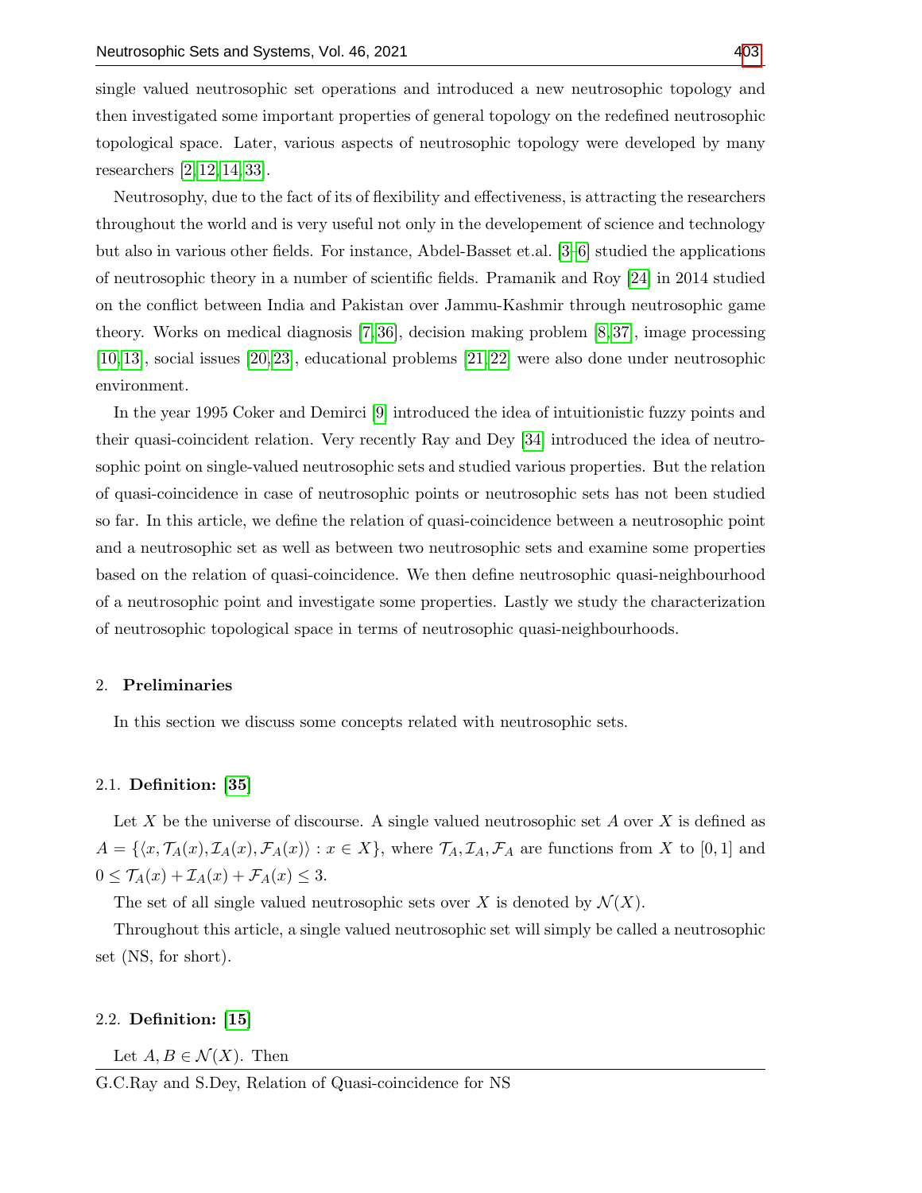single valued neutrosophic set operations and introduced a new neutrosophic topology and then investigated some important properties of general topology on the redefined neutrosophic topological space. Later, various aspects of neutrosophic topology were developed by many researchers [2, 12, 14, 33].

Neutrosophy, due to the fact of its of flexibility and effectiveness, is attracting the researchers throughout the world and is very useful not only in the developement of science and technology but also in various other fields. For instance, Abdel-Basset et.al. [3–6] studied the applications of neutrosophic theory in a number of scientific fields. Pramanik and Roy [24] in 2014 studied on the conflict between India and Pakistan over Jammu-Kashmir through neutrosophic game theory. Works on medical diagnosis [7, 36], decision making problem [8, 37], image processing [10, 13], social issues [20, 23], educational problems [21, 22] were also done under neutrosophic environment.

In the year 1995 Coker and Demirci [9] introduced the idea of intuitionistic fuzzy points and their quasi-coincident relation. Very recently Ray and Dey [34] introduced the idea of neutrosophic point on single-valued neutrosophic sets and studied various properties. But the relation of quasi-coincidence in case of neutrosophic points or neutrosophic sets has not been studied so far. In this article, we define the relation of quasi-coincidence between a neutrosophic point and a neutrosophic set as well as between two neutrosophic sets and examine some properties based on the relation of quasi-coincidence. We then define neutrosophic quasi-neighbourhood of a neutrosophic point and investigate some properties. Lastly we study the characterization of neutrosophic topological space in terms of neutrosophic quasi-neighbourhoods.

## 2. Preliminaries

In this section we discuss some concepts related with neutrosophic sets.

### 2.1. Definition: [35]

Let $X$ be the universe of discourse. A single valued neutrosophic set $A$ over $X$ is defined as $A = \{\langle x, \mathcal{T}_A(x), \mathcal{I}_A(x), \mathcal{F}_A(x)\rangle : x \in X\}$, where $\mathcal{T}_A, \mathcal{I}_A, \mathcal{F}_A$ are functions from $X$ to $[0, 1]$ and $0 \leq \mathcal{T}_A(x) + \mathcal{I}_A(x) + \mathcal{F}_A(x) \leq 3$.

The set of all single valued neutrosophic sets over $X$ is denoted by $\mathcal{N}(X)$.

Throughout this article, a single valued neutrosophic set will simply be called a neutrosophic set (NS, for short).

### 2.2. Definition: [15]

Let $A, B \in \mathcal{N}(X)$. Then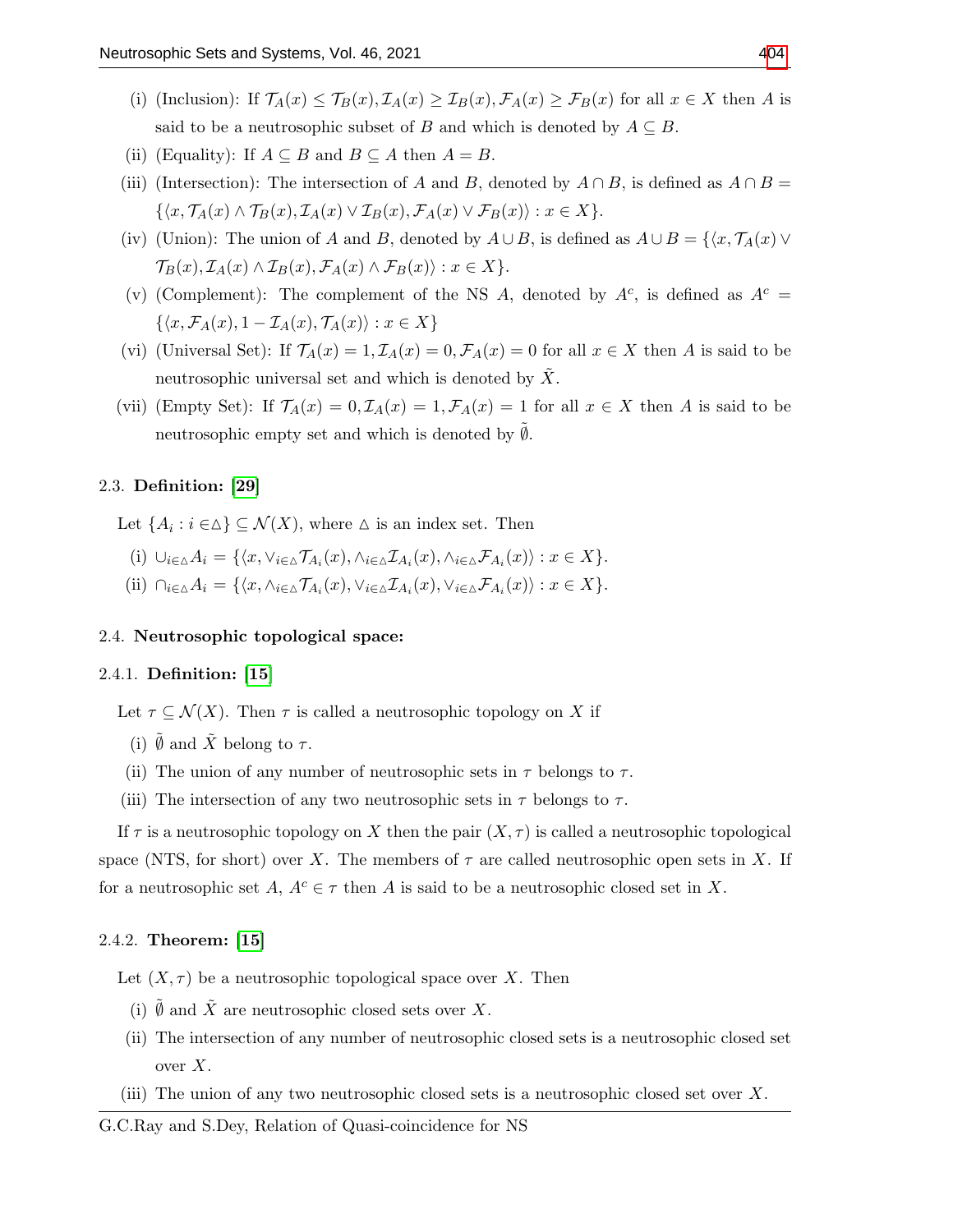(i) (Inclusion): If $\mathcal{T}_A(x) \leq \mathcal{T}_B(x), \mathcal{I}_A(x) \geq \mathcal{I}_B(x), \mathcal{F}_A(x) \geq \mathcal{F}_B(x)$ for all $x \in X$ then $A$ is said to be a neutrosophic subset of $B$ and which is denoted by $A \subseteq B$.

(ii) (Equality): If $A \subseteq B$ and $B \subseteq A$ then $A = B$.

(iii) (Intersection): The intersection of $A$ and $B$, denoted by $A \cap B$, is defined as $A \cap B = \{\langle x, \mathcal{T}_A(x) \wedge \mathcal{T}_B(x), \mathcal{I}_A(x) \vee \mathcal{I}_B(x), \mathcal{F}_A(x) \vee \mathcal{F}_B(x)\rangle : x \in X\}$.

(iv) (Union): The union of $A$ and $B$, denoted by $A \cup B$, is defined as $A \cup B = \{\langle x, \mathcal{T}_A(x) \vee \mathcal{T}_B(x), \mathcal{I}_A(x) \wedge \mathcal{I}_B(x), \mathcal{F}_A(x) \wedge \mathcal{F}_B(x)\rangle : x \in X\}$.

(v) (Complement): The complement of the NS $A$, denoted by $A^c$, is defined as $A^c = \{\langle x, \mathcal{F}_A(x), 1 - \mathcal{I}_A(x), \mathcal{T}_A(x)\rangle : x \in X\}$

(vi) (Universal Set): If $\mathcal{T}_A(x) = 1, \mathcal{I}_A(x) = 0, \mathcal{F}_A(x) = 0$ for all $x \in X$ then $A$ is said to be neutrosophic universal set and which is denoted by $\tilde{X}$.

(vii) (Empty Set): If $\mathcal{T}_A(x) = 0, \mathcal{I}_A(x) = 1, \mathcal{F}_A(x) = 1$ for all $x \in X$ then $A$ is said to be neutrosophic empty set and which is denoted by $\tilde{\emptyset}$.

2.3. **Definition:** [29]

Let $\{A_i : i \in \triangle\} \subseteq \mathcal{N}(X)$, where $\triangle$ is an index set. Then

(i) $\cup_{i\in\triangle} A_i = \{\langle x, \vee_{i\in\triangle}\mathcal{T}_{A_i}(x), \wedge_{i\in\triangle}\mathcal{I}_{A_i}(x), \wedge_{i\in\triangle}\mathcal{F}_{A_i}(x)\rangle : x \in X\}$.

(ii) $\cap_{i\in\triangle} A_i = \{\langle x, \wedge_{i\in\triangle}\mathcal{T}_{A_i}(x), \vee_{i\in\triangle}\mathcal{I}_{A_i}(x), \vee_{i\in\triangle}\mathcal{F}_{A_i}(x)\rangle : x \in X\}$.

2.4. **Neutrosophic topological space:**

2.4.1. **Definition:** [15]

Let $\tau \subseteq \mathcal{N}(X)$. Then $\tau$ is called a neutrosophic topology on $X$ if

(i) $\tilde{\emptyset}$ and $\tilde{X}$ belong to $\tau$.

(ii) The union of any number of neutrosophic sets in $\tau$ belongs to $\tau$.

(iii) The intersection of any two neutrosophic sets in $\tau$ belongs to $\tau$.

If $\tau$ is a neutrosophic topology on $X$ then the pair $(X, \tau)$ is called a neutrosophic topological space (NTS, for short) over $X$. The members of $\tau$ are called neutrosophic open sets in $X$. If for a neutrosophic set $A$, $A^c \in \tau$ then $A$ is said to be a neutrosophic closed set in $X$.

2.4.2. **Theorem:** [15]

Let $(X, \tau)$ be a neutrosophic topological space over $X$. Then

(i) $\tilde{\emptyset}$ and $\tilde{X}$ are neutrosophic closed sets over $X$.

(ii) The intersection of any number of neutrosophic closed sets is a neutrosophic closed set over $X$.

(iii) The union of any two neutrosophic closed sets is a neutrosophic closed set over $X$.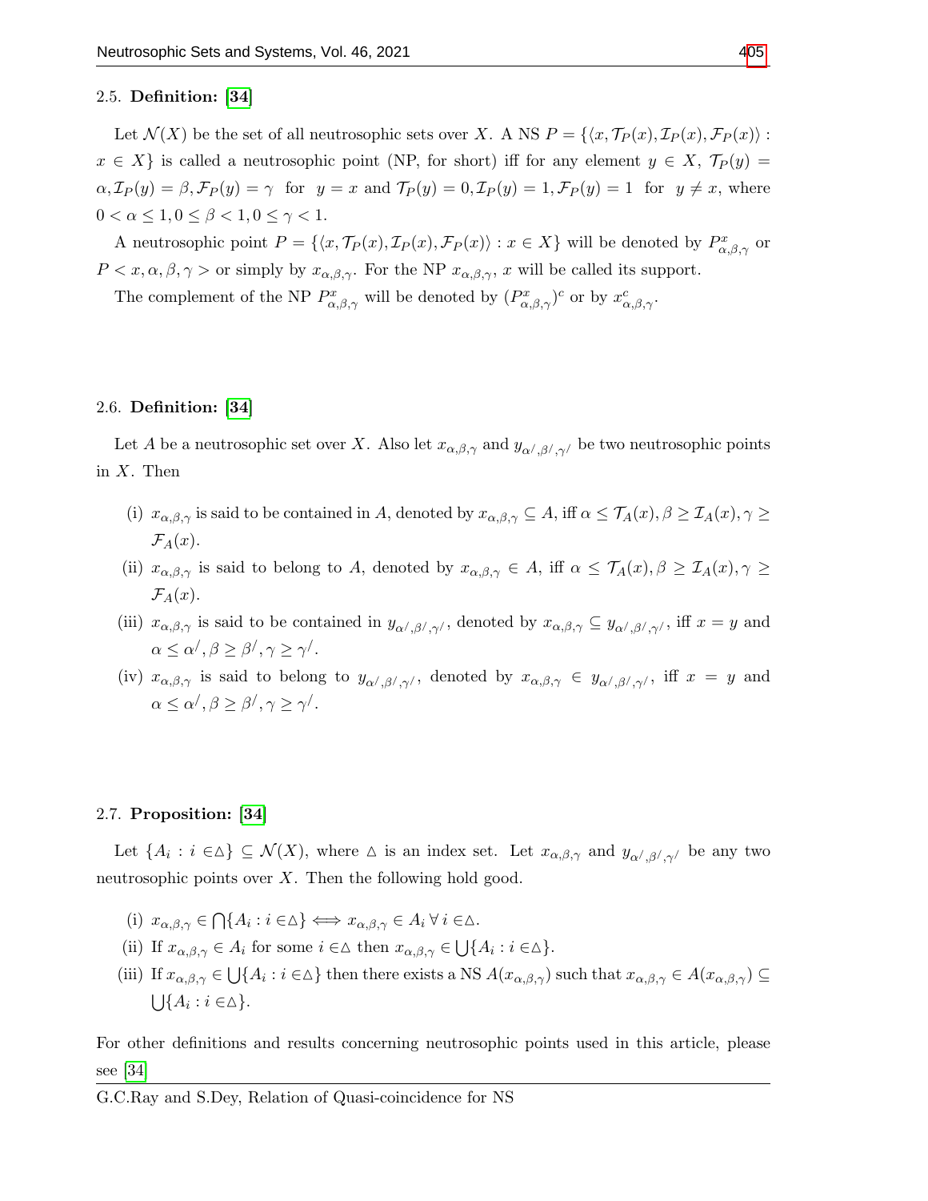### 2.5. Definition: [34]

Let $\mathcal{N}(X)$ be the set of all neutrosophic sets over $X$. A NS $P = \{\langle x, \mathcal{T}_P(x), \mathcal{I}_P(x), \mathcal{F}_P(x)\rangle : x \in X\}$ is called a neutrosophic point (NP, for short) iff for any element $y \in X$, $\mathcal{T}_P(y) = \alpha, \mathcal{I}_P(y) = \beta, \mathcal{F}_P(y) = \gamma$ for $y = x$ and $\mathcal{T}_P(y) = 0, \mathcal{I}_P(y) = 1, \mathcal{F}_P(y) = 1$ for $y \neq x$, where $0 < \alpha \leq 1, 0 \leq \beta < 1, 0 \leq \gamma < 1$.

A neutrosophic point $P = \{\langle x, \mathcal{T}_P(x), \mathcal{I}_P(x), \mathcal{F}_P(x)\rangle : x \in X\}$ will be denoted by $P^x_{\alpha,\beta,\gamma}$ or $P < x, \alpha, \beta, \gamma >$ or simply by $x_{\alpha,\beta,\gamma}$. For the NP $x_{\alpha,\beta,\gamma}$, $x$ will be called its support.

The complement of the NP $P^x_{\alpha,\beta,\gamma}$ will be denoted by $(P^x_{\alpha,\beta,\gamma})^c$ or by $x^c_{\alpha,\beta,\gamma}$.

### 2.6. Definition: [34]

Let $A$ be a neutrosophic set over $X$. Also let $x_{\alpha,\beta,\gamma}$ and $y_{\alpha^/,\beta^/,\gamma^/}$ be two neutrosophic points in $X$. Then

(i) $x_{\alpha,\beta,\gamma}$ is said to be contained in $A$, denoted by $x_{\alpha,\beta,\gamma} \subseteq A$, iff $\alpha \leq \mathcal{T}_A(x), \beta \geq \mathcal{I}_A(x), \gamma \geq \mathcal{F}_A(x)$.

(ii) $x_{\alpha,\beta,\gamma}$ is said to belong to $A$, denoted by $x_{\alpha,\beta,\gamma} \in A$, iff $\alpha \leq \mathcal{T}_A(x), \beta \geq \mathcal{I}_A(x), \gamma \geq \mathcal{F}_A(x)$.

(iii) $x_{\alpha,\beta,\gamma}$ is said to be contained in $y_{\alpha^/,\beta^/,\gamma^/}$, denoted by $x_{\alpha,\beta,\gamma} \subseteq y_{\alpha^/,\beta^/,\gamma^/}$, iff $x = y$ and $\alpha \leq \alpha^/, \beta \geq \beta^/, \gamma \geq \gamma^/$.

(iv) $x_{\alpha,\beta,\gamma}$ is said to belong to $y_{\alpha^/,\beta^/,\gamma^/}$, denoted by $x_{\alpha,\beta,\gamma} \in y_{\alpha^/,\beta^/,\gamma^/}$, iff $x = y$ and $\alpha \leq \alpha^/, \beta \geq \beta^/, \gamma \geq \gamma^/$.

### 2.7. Proposition: [34]

Let $\{A_i : i \in \triangle\} \subseteq \mathcal{N}(X)$, where $\triangle$ is an index set. Let $x_{\alpha,\beta,\gamma}$ and $y_{\alpha^/,\beta^/,\gamma^/}$ be any two neutrosophic points over $X$. Then the following hold good.

(i) $x_{\alpha,\beta,\gamma} \in \bigcap\{A_i : i \in \triangle\} \Longleftrightarrow x_{\alpha,\beta,\gamma} \in A_i \; \forall \; i \in \triangle$.

(ii) If $x_{\alpha,\beta,\gamma} \in A_i$ for some $i \in \triangle$ then $x_{\alpha,\beta,\gamma} \in \bigcup\{A_i : i \in \triangle\}$.

(iii) If $x_{\alpha,\beta,\gamma} \in \bigcup\{A_i : i \in \triangle\}$ then there exists a NS $A(x_{\alpha,\beta,\gamma})$ such that $x_{\alpha,\beta,\gamma} \in A(x_{\alpha,\beta,\gamma}) \subseteq \bigcup\{A_i : i \in \triangle\}$.

For other definitions and results concerning neutrosophic points used in this article, please see [34]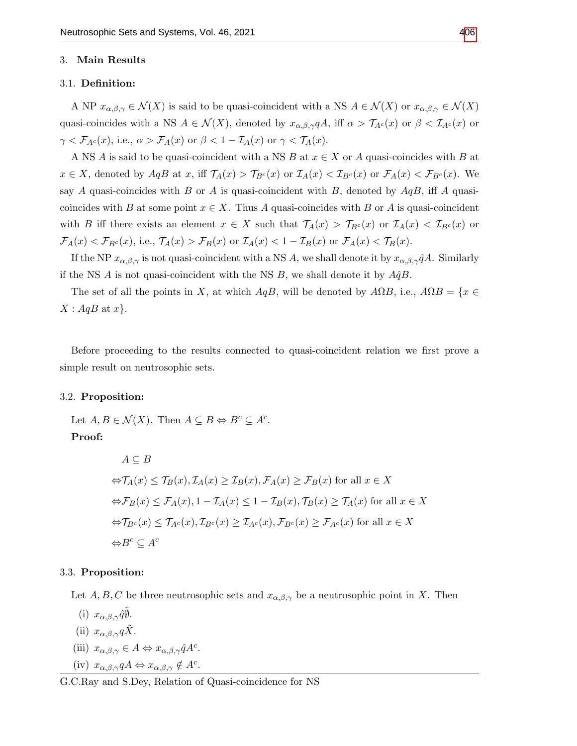## 3. Main Results

### 3.1. Definition:

A NP $x_{\alpha,\beta,\gamma} \in \mathcal{N}(X)$ is said to be quasi-coincident with a NS $A \in \mathcal{N}(X)$ or $x_{\alpha,\beta,\gamma} \in \mathcal{N}(X)$ quasi-coincides with a NS $A \in \mathcal{N}(X)$, denoted by $x_{\alpha,\beta,\gamma} qA$, iff $\alpha > \mathcal{T}_{A^c}(x)$ or $\beta < \mathcal{I}_{A^c}(x)$ or $\gamma < \mathcal{F}_{A^c}(x)$, i.e., $\alpha > \mathcal{F}_A(x)$ or $\beta < 1 - \mathcal{I}_A(x)$ or $\gamma < \mathcal{T}_A(x)$.

A NS $A$ is said to be quasi-coincident with a NS $B$ at $x \in X$ or $A$ quasi-coincides with $B$ at $x \in X$, denoted by $AqB$ at $x$, iff $\mathcal{T}_A(x) > \mathcal{T}_{B^c}(x)$ or $\mathcal{I}_A(x) < \mathcal{I}_{B^c}(x)$ or $\mathcal{F}_A(x) < \mathcal{F}_{B^c}(x)$. We say $A$ quasi-coincides with $B$ or $A$ is quasi-coincident with $B$, denoted by $AqB$, iff $A$ quasi-coincides with $B$ at some point $x \in X$. Thus $A$ quasi-coincides with $B$ or $A$ is quasi-coincident with $B$ iff there exists an element $x \in X$ such that $\mathcal{T}_A(x) > \mathcal{T}_{B^c}(x)$ or $\mathcal{I}_A(x) < \mathcal{I}_{B^c}(x)$ or $\mathcal{F}_A(x) < \mathcal{F}_{B^c}(x)$, i.e., $\mathcal{T}_A(x) > \mathcal{F}_B(x)$ or $\mathcal{I}_A(x) < 1 - \mathcal{I}_B(x)$ or $\mathcal{F}_A(x) < \mathcal{T}_B(x)$.

If the NP $x_{\alpha,\beta,\gamma}$ is not quasi-coincident with a NS $A$, we shall denote it by $x_{\alpha,\beta,\gamma} \hat{q} A$. Similarly if the NS $A$ is not quasi-coincident with the NS $B$, we shall denote it by $A\hat{q}B$.

The set of all the points in $X$, at which $AqB$, will be denoted by $A\Omega B$, i.e., $A\Omega B = \{x \in X : AqB \text{ at } x\}$.

Before proceeding to the results connected to quasi-coincident relation we first prove a simple result on neutrosophic sets.

### 3.2. Proposition:

Let $A, B \in \mathcal{N}(X)$. Then $A \subseteq B \Leftrightarrow B^c \subseteq A^c$.

**Proof:**

$$
\begin{aligned}
& A \subseteq B \\
\Leftrightarrow & \mathcal{T}_A(x) \leq \mathcal{T}_B(x), \mathcal{I}_A(x) \geq \mathcal{I}_B(x), \mathcal{F}_A(x) \geq \mathcal{F}_B(x) \text{ for all } x \in X \\
\Leftrightarrow & \mathcal{F}_B(x) \leq \mathcal{F}_A(x), 1 - \mathcal{I}_A(x) \leq 1 - \mathcal{I}_B(x), \mathcal{T}_B(x) \geq \mathcal{T}_A(x) \text{ for all } x \in X \\
\Leftrightarrow & \mathcal{T}_{B^c}(x) \leq \mathcal{T}_{A^c}(x), \mathcal{I}_{B^c}(x) \geq \mathcal{I}_{A^c}(x), \mathcal{F}_{B^c}(x) \geq \mathcal{F}_{A^c}(x) \text{ for all } x \in X \\
\Leftrightarrow & B^c \subseteq A^c
\end{aligned}
$$

### 3.3. Proposition:

Let $A, B, C$ be three neutrosophic sets and $x_{\alpha,\beta,\gamma}$ be a neutrosophic point in $X$. Then

(i) $x_{\alpha,\beta,\gamma} \hat{q} \tilde{\emptyset}$.

(ii) $x_{\alpha,\beta,\gamma} q \tilde{X}$.

(iii) $x_{\alpha,\beta,\gamma} \in A \Leftrightarrow x_{\alpha,\beta,\gamma} \hat{q} A^c$.

(iv) $x_{\alpha,\beta,\gamma} qA \Leftrightarrow x_{\alpha,\beta,\gamma} \notin A^c$.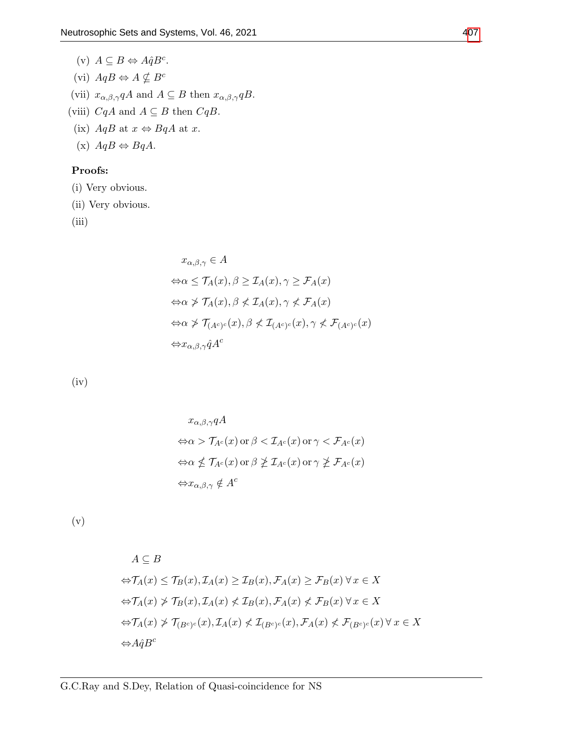(v) $A \subseteq B \Leftrightarrow A\hat{q}B^c$.

(vi) $AqB \Leftrightarrow A \nsubseteq B^c$

(vii) $x_{\alpha,\beta,\gamma}qA$ and $A \subseteq B$ then $x_{\alpha,\beta,\gamma}qB$.

(viii) $CqA$ and $A \subseteq B$ then $CqB$.

(ix) $AqB$ at $x \Leftrightarrow BqA$ at $x$.

(x) $AqB \Leftrightarrow BqA$.

**Proofs:**

(i) Very obvious.

(ii) Very obvious.

(iii)

$$
\begin{aligned}
& x_{\alpha,\beta,\gamma} \in A \\
\Leftrightarrow & \alpha \leq \mathcal{T}_A(x), \beta \geq \mathcal{I}_A(x), \gamma \geq \mathcal{F}_A(x) \\
\Leftrightarrow & \alpha \ngtr \mathcal{T}_A(x), \beta \nless \mathcal{I}_A(x), \gamma \nless \mathcal{F}_A(x) \\
\Leftrightarrow & \alpha \ngtr \mathcal{T}_{(A^c)^c}(x), \beta \nless \mathcal{I}_{(A^c)^c}(x), \gamma \nless \mathcal{F}_{(A^c)^c}(x) \\
\Leftrightarrow & x_{\alpha,\beta,\gamma}\hat{q}A^c
\end{aligned}
$$

(iv)

$$
\begin{aligned}
& x_{\alpha,\beta,\gamma}qA \\
\Leftrightarrow & \alpha > \mathcal{T}_{A^c}(x) \text{ or } \beta < \mathcal{I}_{A^c}(x) \text{ or } \gamma < \mathcal{F}_{A^c}(x) \\
\Leftrightarrow & \alpha \nleq \mathcal{T}_{A^c}(x) \text{ or } \beta \ngeq \mathcal{I}_{A^c}(x) \text{ or } \gamma \ngeq \mathcal{F}_{A^c}(x) \\
\Leftrightarrow & x_{\alpha,\beta,\gamma} \notin A^c
\end{aligned}
$$

(v)

$$
\begin{aligned}
& A \subseteq B \\
\Leftrightarrow & \mathcal{T}_A(x) \leq \mathcal{T}_B(x), \mathcal{I}_A(x) \geq \mathcal{I}_B(x), \mathcal{F}_A(x) \geq \mathcal{F}_B(x) \, \forall \, x \in X \\
\Leftrightarrow & \mathcal{T}_A(x) \ngtr \mathcal{T}_B(x), \mathcal{I}_A(x) \nless \mathcal{I}_B(x), \mathcal{F}_A(x) \nless \mathcal{F}_B(x) \, \forall \, x \in X \\
\Leftrightarrow & \mathcal{T}_A(x) \ngtr \mathcal{T}_{(B^c)^c}(x), \mathcal{I}_A(x) \nless \mathcal{I}_{(B^c)^c}(x), \mathcal{F}_A(x) \nless \mathcal{F}_{(B^c)^c}(x) \, \forall \, x \in X \\
\Leftrightarrow & A\hat{q}B^c
\end{aligned}
$$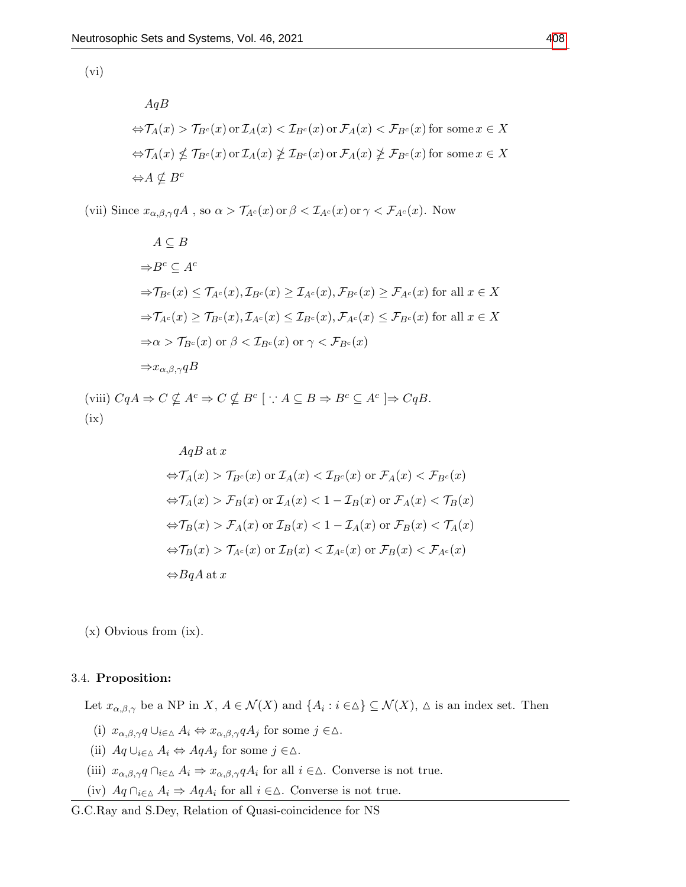(vi)

$$
\begin{aligned}
&AqB\\
\Leftrightarrow&\mathcal{T}_A(x) > \mathcal{T}_{B^c}(x) \,\text{or}\, \mathcal{I}_A(x) < \mathcal{I}_{B^c}(x) \,\text{or}\, \mathcal{F}_A(x) < \mathcal{F}_{B^c}(x) \,\text{for some}\, x \in X\\
\Leftrightarrow&\mathcal{T}_A(x) \nleq \mathcal{T}_{B^c}(x) \,\text{or}\, \mathcal{I}_A(x) \ngeq \mathcal{I}_{B^c}(x) \,\text{or}\, \mathcal{F}_A(x) \ngeq \mathcal{F}_{B^c}(x) \,\text{for some}\, x \in X\\
\Leftrightarrow&A \nsubseteq B^c
\end{aligned}
$$

(vii) Since $x_{\alpha,\beta,\gamma}qA$ , so $\alpha > \mathcal{T}_{A^c}(x) \,\text{or}\, \beta < \mathcal{I}_{A^c}(x) \,\text{or}\, \gamma < \mathcal{F}_{A^c}(x)$. Now

$$
\begin{aligned}
&A \subseteq B\\
\Rightarrow&B^c \subseteq A^c\\
\Rightarrow&\mathcal{T}_{B^c}(x) \leq \mathcal{T}_{A^c}(x), \mathcal{I}_{B^c}(x) \geq \mathcal{I}_{A^c}(x), \mathcal{F}_{B^c}(x) \geq \mathcal{F}_{A^c}(x) \text{ for all } x \in X\\
\Rightarrow&\mathcal{T}_{A^c}(x) \geq \mathcal{T}_{B^c}(x), \mathcal{I}_{A^c}(x) \leq \mathcal{I}_{B^c}(x), \mathcal{F}_{A^c}(x) \leq \mathcal{F}_{B^c}(x) \text{ for all } x \in X\\
\Rightarrow&\alpha > \mathcal{T}_{B^c}(x) \text{ or } \beta < \mathcal{I}_{B^c}(x) \text{ or } \gamma < \mathcal{F}_{B^c}(x)\\
\Rightarrow&x_{\alpha,\beta,\gamma}qB
\end{aligned}
$$

(viii) $CqA \Rightarrow C \nsubseteq A^c \Rightarrow C \nsubseteq B^c$ [ $\because A \subseteq B \Rightarrow B^c \subseteq A^c$ ]$\Rightarrow CqB$.

(ix)

$$
\begin{aligned}
&AqB \text{ at } x\\
\Leftrightarrow&\mathcal{T}_A(x) > \mathcal{T}_{B^c}(x) \text{ or } \mathcal{I}_A(x) < \mathcal{I}_{B^c}(x) \text{ or } \mathcal{F}_A(x) < \mathcal{F}_{B^c}(x)\\
\Leftrightarrow&\mathcal{T}_A(x) > \mathcal{F}_B(x) \text{ or } \mathcal{I}_A(x) < 1 - \mathcal{I}_B(x) \text{ or } \mathcal{F}_A(x) < \mathcal{T}_B(x)\\
\Leftrightarrow&\mathcal{T}_B(x) > \mathcal{F}_A(x) \text{ or } \mathcal{I}_B(x) < 1 - \mathcal{I}_A(x) \text{ or } \mathcal{F}_B(x) < \mathcal{T}_A(x)\\
\Leftrightarrow&\mathcal{T}_B(x) > \mathcal{T}_{A^c}(x) \text{ or } \mathcal{I}_B(x) < \mathcal{I}_{A^c}(x) \text{ or } \mathcal{F}_B(x) < \mathcal{F}_{A^c}(x)\\
\Leftrightarrow&BqA \text{ at } x
\end{aligned}
$$

(x) Obvious from (ix).

3.4. **Proposition:**

Let $x_{\alpha,\beta,\gamma}$ be a NP in $X$, $A \in \mathcal{N}(X)$ and $\{A_i : i \in \triangle\} \subseteq \mathcal{N}(X)$, $\triangle$ is an index set. Then

(i) $x_{\alpha,\beta,\gamma}q \cup_{i\in\triangle} A_i \Leftrightarrow x_{\alpha,\beta,\gamma}qA_j$ for some $j \in \triangle$.

(ii) $Aq \cup_{i\in\triangle} A_i \Leftrightarrow AqA_j$ for some $j \in \triangle$.

(iii) $x_{\alpha,\beta,\gamma}q \cap_{i\in\triangle} A_i \Rightarrow x_{\alpha,\beta,\gamma}qA_i$ for all $i \in \triangle$. Converse is not true.

(iv) $Aq \cap_{i\in\triangle} A_i \Rightarrow AqA_i$ for all $i \in \triangle$. Converse is not true.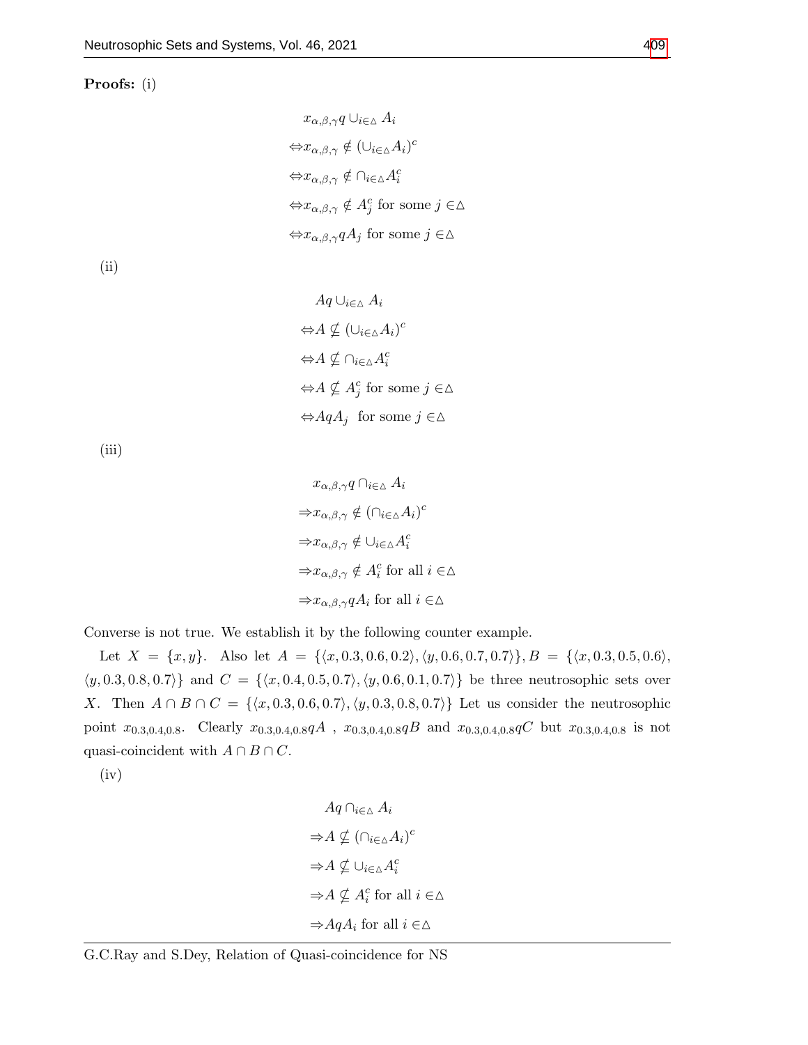**Proofs:** (i)

$$x_{\alpha,\beta,\gamma} q \cup_{i\in\triangle} A_i$$
$$\Leftrightarrow x_{\alpha,\beta,\gamma} \notin (\cup_{i\in\triangle} A_i)^c$$
$$\Leftrightarrow x_{\alpha,\beta,\gamma} \notin \cap_{i\in\triangle} A_i^c$$
$$\Leftrightarrow x_{\alpha,\beta,\gamma} \notin A_j^c \text{ for some } j \in\triangle$$
$$\Leftrightarrow x_{\alpha,\beta,\gamma} q A_j \text{ for some } j \in\triangle$$

(ii)

$$A q \cup_{i\in\triangle} A_i$$
$$\Leftrightarrow A \nsubseteq (\cup_{i\in\triangle} A_i)^c$$
$$\Leftrightarrow A \nsubseteq \cap_{i\in\triangle} A_i^c$$
$$\Leftrightarrow A \nsubseteq A_j^c \text{ for some } j \in\triangle$$
$$\Leftrightarrow A q A_j \text{ for some } j \in\triangle$$

(iii)

$$x_{\alpha,\beta,\gamma} q \cap_{i\in\triangle} A_i$$
$$\Rightarrow x_{\alpha,\beta,\gamma} \notin (\cap_{i\in\triangle} A_i)^c$$
$$\Rightarrow x_{\alpha,\beta,\gamma} \notin \cup_{i\in\triangle} A_i^c$$
$$\Rightarrow x_{\alpha,\beta,\gamma} \notin A_i^c \text{ for all } i \in\triangle$$
$$\Rightarrow x_{\alpha,\beta,\gamma} q A_i \text{ for all } i \in\triangle$$

Converse is not true. We establish it by the following counter example.

Let $X = \{x, y\}$. Also let $A = \{\langle x, 0.3, 0.6, 0.2\rangle, \langle y, 0.6, 0.7, 0.7\rangle\}, B = \{\langle x, 0.3, 0.5, 0.6\rangle, \langle y, 0.3, 0.8, 0.7\rangle\}$ and $C = \{\langle x, 0.4, 0.5, 0.7\rangle, \langle y, 0.6, 0.1, 0.7\rangle\}$ be three neutrosophic sets over $X$. Then $A \cap B \cap C = \{\langle x, 0.3, 0.6, 0.7\rangle, \langle y, 0.3, 0.8, 0.7\rangle\}$ Let us consider the neutrosophic point $x_{0.3,0.4,0.8}$. Clearly $x_{0.3,0.4,0.8} qA$ , $x_{0.3,0.4,0.8} qB$ and $x_{0.3,0.4,0.8} qC$ but $x_{0.3,0.4,0.8}$ is not quasi-coincident with $A \cap B \cap C$.

(iv)

$$A q \cap_{i\in\triangle} A_i$$
$$\Rightarrow A \nsubseteq (\cap_{i\in\triangle} A_i)^c$$
$$\Rightarrow A \nsubseteq \cup_{i\in\triangle} A_i^c$$
$$\Rightarrow A \nsubseteq A_i^c \text{ for all } i \in\triangle$$
$$\Rightarrow A q A_i \text{ for all } i \in\triangle$$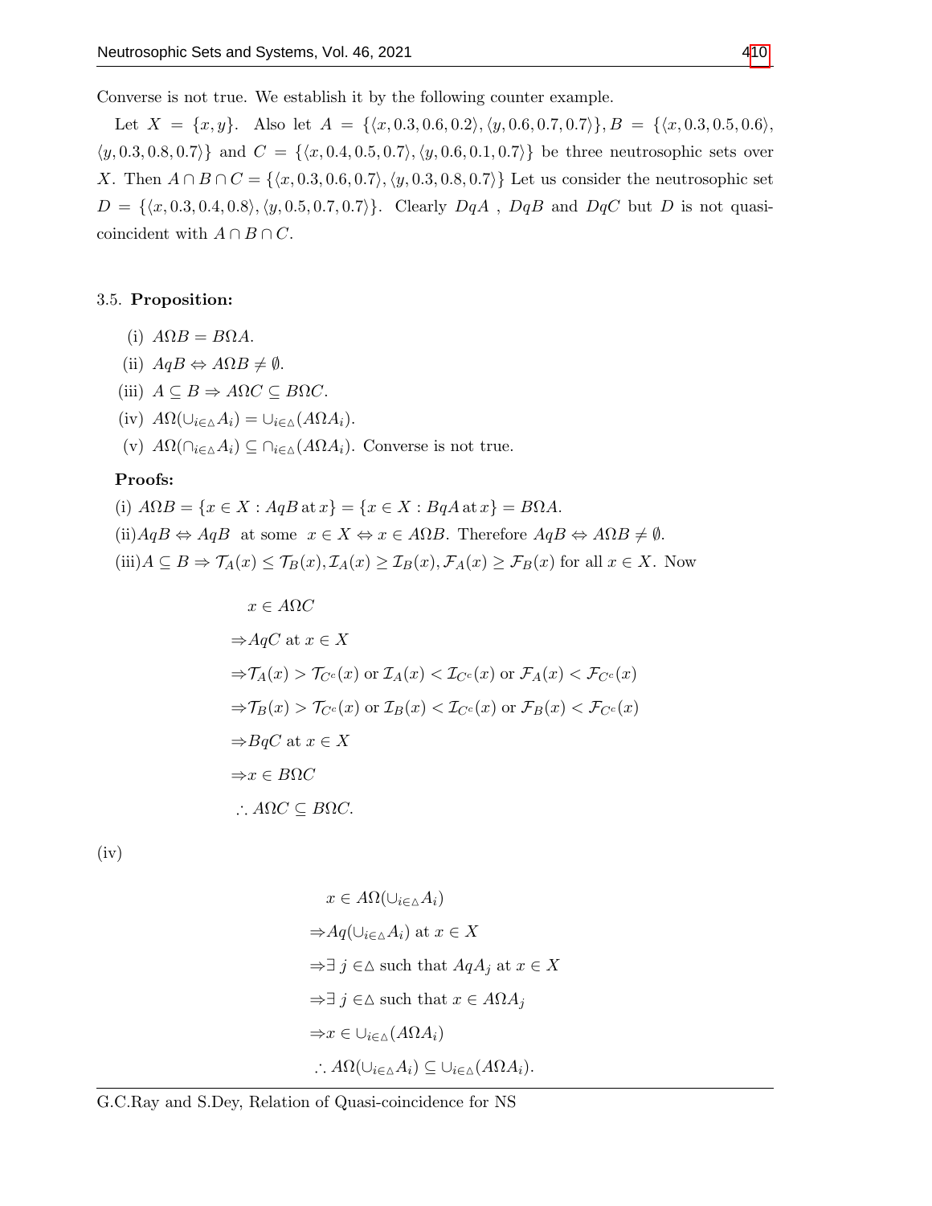Converse is not true. We establish it by the following counter example.

Let $X = \{x, y\}$. Also let $A = \{\langle x, 0.3, 0.6, 0.2\rangle, \langle y, 0.6, 0.7, 0.7\rangle\}, B = \{\langle x, 0.3, 0.5, 0.6\rangle, \langle y, 0.3, 0.8, 0.7\rangle\}$ and $C = \{\langle x, 0.4, 0.5, 0.7\rangle, \langle y, 0.6, 0.1, 0.7\rangle\}$ be three neutrosophic sets over $X$. Then $A \cap B \cap C = \{\langle x, 0.3, 0.6, 0.7\rangle, \langle y, 0.3, 0.8, 0.7\rangle\}$ Let us consider the neutrosophic set $D = \{\langle x, 0.3, 0.4, 0.8\rangle, \langle y, 0.5, 0.7, 0.7\rangle\}$. Clearly $DqA$ , $DqB$ and $DqC$ but $D$ is not quasi-coincident with $A \cap B \cap C$.

3.5. **Proposition:**

(i) $A\Omega B = B\Omega A$.

(ii) $AqB \Leftrightarrow A\Omega B \neq \emptyset$.

(iii) $A \subseteq B \Rightarrow A\Omega C \subseteq B\Omega C$.

(iv) $A\Omega(\cup_{i\in\triangle} A_i) = \cup_{i\in\triangle}(A\Omega A_i)$.

(v) $A\Omega(\cap_{i\in\triangle} A_i) \subseteq \cap_{i\in\triangle}(A\Omega A_i)$. Converse is not true.

**Proofs:**

(i) $A\Omega B = \{x \in X : AqB \,\text{at}\, x\} = \{x \in X : BqA \,\text{at}\, x\} = B\Omega A$.

(ii)$AqB \Leftrightarrow AqB$ at some $x \in X \Leftrightarrow x \in A\Omega B$. Therefore $AqB \Leftrightarrow A\Omega B \neq \emptyset$.

(iii)$A \subseteq B \Rightarrow \mathcal{T}_A(x) \leq \mathcal{T}_B(x), \mathcal{I}_A(x) \geq \mathcal{I}_B(x), \mathcal{F}_A(x) \geq \mathcal{F}_B(x)$ for all $x \in X$. Now

$$
\begin{aligned}
& x \in A\Omega C \\
\Rightarrow & AqC \text{ at } x \in X \\
\Rightarrow & \mathcal{T}_A(x) > \mathcal{T}_{C^c}(x) \text{ or } \mathcal{I}_A(x) < \mathcal{I}_{C^c}(x) \text{ or } \mathcal{F}_A(x) < \mathcal{F}_{C^c}(x) \\
\Rightarrow & \mathcal{T}_B(x) > \mathcal{T}_{C^c}(x) \text{ or } \mathcal{I}_B(x) < \mathcal{I}_{C^c}(x) \text{ or } \mathcal{F}_B(x) < \mathcal{F}_{C^c}(x) \\
\Rightarrow & BqC \text{ at } x \in X \\
\Rightarrow & x \in B\Omega C \\
\therefore \; & A\Omega C \subseteq B\Omega C.
\end{aligned}
$$

(iv)

$$
\begin{aligned}
& x \in A\Omega(\cup_{i\in\triangle} A_i) \\
\Rightarrow & Aq(\cup_{i\in\triangle} A_i) \text{ at } x \in X \\
\Rightarrow & \exists\; j \in\triangle \text{ such that } AqA_j \text{ at } x \in X \\
\Rightarrow & \exists\; j \in\triangle \text{ such that } x \in A\Omega A_j \\
\Rightarrow & x \in \cup_{i\in\triangle}(A\Omega A_i) \\
\therefore \; & A\Omega(\cup_{i\in\triangle} A_i) \subseteq \cup_{i\in\triangle}(A\Omega A_i).
\end{aligned}
$$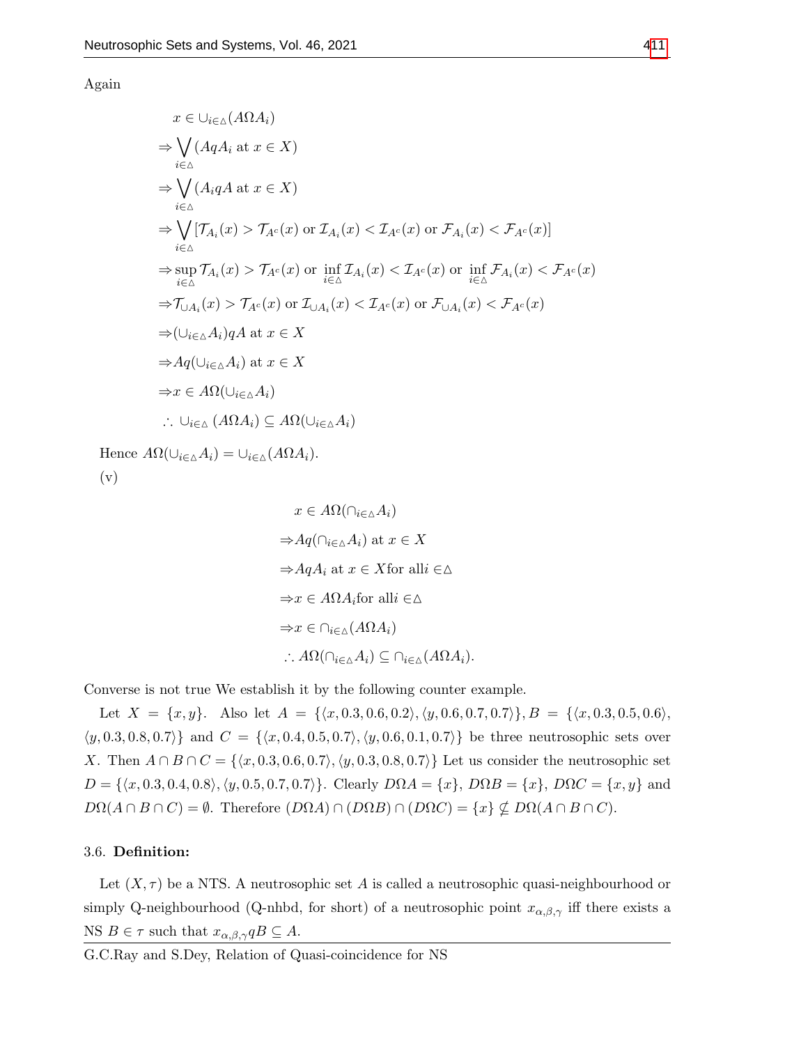Again

$$
\begin{aligned}
& x \in \cup_{i\in\triangle}(A\Omega A_i) \\
\Rightarrow & \bigvee_{i\in\triangle}(AqA_i \text{ at } x \in X) \\
\Rightarrow & \bigvee_{i\in\triangle}(A_iqA \text{ at } x \in X) \\
\Rightarrow & \bigvee_{i\in\triangle}[\mathcal{T}_{A_i}(x) > \mathcal{T}_{A^c}(x) \text{ or } \mathcal{I}_{A_i}(x) < \mathcal{I}_{A^c}(x) \text{ or } \mathcal{F}_{A_i}(x) < \mathcal{F}_{A^c}(x)] \\
\Rightarrow & \sup_{i\in\triangle}\mathcal{T}_{A_i}(x) > \mathcal{T}_{A^c}(x) \text{ or } \inf_{i\in\triangle}\mathcal{I}_{A_i}(x) < \mathcal{I}_{A^c}(x) \text{ or } \inf_{i\in\triangle}\mathcal{F}_{A_i}(x) < \mathcal{F}_{A^c}(x) \\
\Rightarrow & \mathcal{T}_{\cup A_i}(x) > \mathcal{T}_{A^c}(x) \text{ or } \mathcal{I}_{\cup A_i}(x) < \mathcal{I}_{A^c}(x) \text{ or } \mathcal{F}_{\cup A_i}(x) < \mathcal{F}_{A^c}(x) \\
\Rightarrow & (\cup_{i\in\triangle}A_i)qA \text{ at } x \in X \\
\Rightarrow & Aq(\cup_{i\in\triangle}A_i) \text{ at } x \in X \\
\Rightarrow & x \in A\Omega(\cup_{i\in\triangle}A_i) \\
\therefore & \cup_{i\in\triangle}(A\Omega A_i) \subseteq A\Omega(\cup_{i\in\triangle}A_i)
\end{aligned}
$$

Hence $A\Omega(\cup_{i\in\triangle}A_i) = \cup_{i\in\triangle}(A\Omega A_i)$.

(v)

$$
\begin{aligned}
& x \in A\Omega(\cap_{i\in\triangle}A_i) \\
\Rightarrow & Aq(\cap_{i\in\triangle}A_i) \text{ at } x \in X \\
\Rightarrow & AqA_i \text{ at } x \in X \text{for all} i \in\triangle \\
\Rightarrow & x \in A\Omega A_i \text{for all} i \in\triangle \\
\Rightarrow & x \in \cap_{i\in\triangle}(A\Omega A_i) \\
\therefore & A\Omega(\cap_{i\in\triangle}A_i) \subseteq \cap_{i\in\triangle}(A\Omega A_i).
\end{aligned}
$$

Converse is not true We establish it by the following counter example.

Let $X = \{x, y\}$. Also let $A = \{\langle x, 0.3, 0.6, 0.2\rangle, \langle y, 0.6, 0.7, 0.7\rangle\}, B = \{\langle x, 0.3, 0.5, 0.6\rangle, \langle y, 0.3, 0.8, 0.7\rangle\}$ and $C = \{\langle x, 0.4, 0.5, 0.7\rangle, \langle y, 0.6, 0.1, 0.7\rangle\}$ be three neutrosophic sets over $X$. Then $A \cap B \cap C = \{\langle x, 0.3, 0.6, 0.7\rangle, \langle y, 0.3, 0.8, 0.7\rangle\}$ Let us consider the neutrosophic set $D = \{\langle x, 0.3, 0.4, 0.8\rangle, \langle y, 0.5, 0.7, 0.7\rangle\}$. Clearly $D\Omega A = \{x\}$, $D\Omega B = \{x\}$, $D\Omega C = \{x, y\}$ and $D\Omega(A \cap B \cap C) = \emptyset$. Therefore $(D\Omega A) \cap (D\Omega B) \cap (D\Omega C) = \{x\} \nsubseteq D\Omega(A \cap B \cap C)$.

3.6. **Definition:**

Let $(X, \tau)$ be a NTS. A neutrosophic set $A$ is called a neutrosophic quasi-neighbourhood or simply Q-neighbourhood (Q-nhbd, for short) of a neutrosophic point $x_{\alpha,\beta,\gamma}$ iff there exists a NS $B \in \tau$ such that $x_{\alpha,\beta,\gamma}qB \subseteq A$.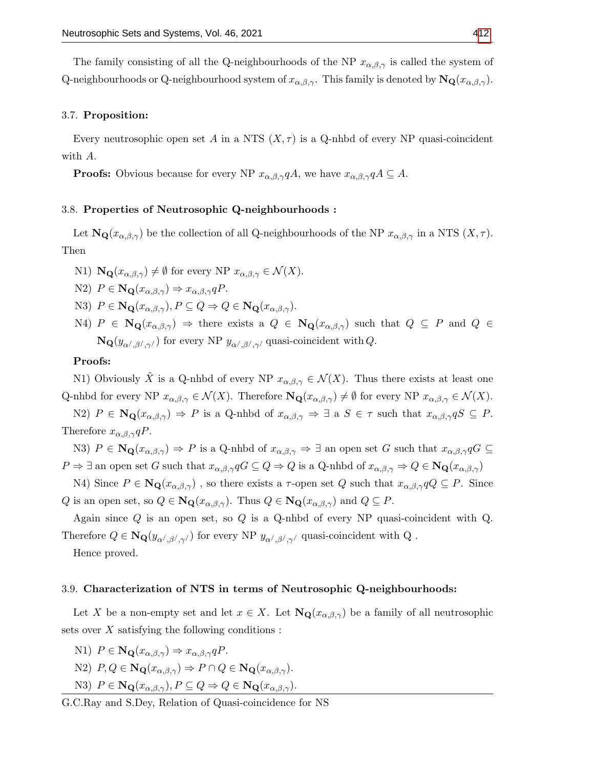The family consisting of all the Q-neighbourhoods of the NP $x_{\alpha,\beta,\gamma}$ is called the system of Q-neighbourhoods or Q-neighbourhood system of $x_{\alpha,\beta,\gamma}$. This family is denoted by $\mathbf{N_Q}(x_{\alpha,\beta,\gamma})$.

3.7. **Proposition:**

Every neutrosophic open set $A$ in a NTS $(X, \tau)$ is a Q-nhbd of every NP quasi-coincident with $A$.

**Proofs:** Obvious because for every NP $x_{\alpha,\beta,\gamma} qA$, we have $x_{\alpha,\beta,\gamma} qA \subseteq A$.

3.8. **Properties of Neutrosophic Q-neighbourhoods :**

Let $\mathbf{N_Q}(x_{\alpha,\beta,\gamma})$ be the collection of all Q-neighbourhoods of the NP $x_{\alpha,\beta,\gamma}$ in a NTS $(X, \tau)$. Then

N1) $\mathbf{N_Q}(x_{\alpha,\beta,\gamma}) \neq \emptyset$ for every NP $x_{\alpha,\beta,\gamma} \in \mathcal{N}(X)$.

N2) $P \in \mathbf{N_Q}(x_{\alpha,\beta,\gamma}) \Rightarrow x_{\alpha,\beta,\gamma} qP$.

N3) $P \in \mathbf{N_Q}(x_{\alpha,\beta,\gamma}), P \subseteq Q \Rightarrow Q \in \mathbf{N_Q}(x_{\alpha,\beta,\gamma})$.

N4) $P \in \mathbf{N_Q}(x_{\alpha,\beta,\gamma}) \Rightarrow$ there exists a $Q \in \mathbf{N_Q}(x_{\alpha,\beta,\gamma})$ such that $Q \subseteq P$ and $Q \in \mathbf{N_Q}(y_{\alpha',\beta',\gamma'})$ for every NP $y_{\alpha',\beta',\gamma'}$ quasi-coincident with $Q$.

**Proofs:**

N1) Obviously $\tilde{X}$ is a Q-nhbd of every NP $x_{\alpha,\beta,\gamma} \in \mathcal{N}(X)$. Thus there exists at least one Q-nhbd for every NP $x_{\alpha,\beta,\gamma} \in \mathcal{N}(X)$. Therefore $\mathbf{N_Q}(x_{\alpha,\beta,\gamma}) \neq \emptyset$ for every NP $x_{\alpha,\beta,\gamma} \in \mathcal{N}(X)$.

N2) $P \in \mathbf{N_Q}(x_{\alpha,\beta,\gamma}) \Rightarrow P$ is a Q-nhbd of $x_{\alpha,\beta,\gamma} \Rightarrow \exists$ a $S \in \tau$ such that $x_{\alpha,\beta,\gamma} qS \subseteq P$. Therefore $x_{\alpha,\beta,\gamma} qP$.

N3) $P \in \mathbf{N_Q}(x_{\alpha,\beta,\gamma}) \Rightarrow P$ is a Q-nhbd of $x_{\alpha,\beta,\gamma} \Rightarrow \exists$ an open set $G$ such that $x_{\alpha,\beta,\gamma} qG \subseteq P \Rightarrow \exists$ an open set $G$ such that $x_{\alpha,\beta,\gamma} qG \subseteq Q \Rightarrow Q$ is a Q-nhbd of $x_{\alpha,\beta,\gamma} \Rightarrow Q \in \mathbf{N_Q}(x_{\alpha,\beta,\gamma})$

N4) Since $P \in \mathbf{N_Q}(x_{\alpha,\beta,\gamma})$ , so there exists a $\tau$-open set $Q$ such that $x_{\alpha,\beta,\gamma} qQ \subseteq P$. Since $Q$ is an open set, so $Q \in \mathbf{N_Q}(x_{\alpha,\beta,\gamma})$. Thus $Q \in \mathbf{N_Q}(x_{\alpha,\beta,\gamma})$ and $Q \subseteq P$.

Again since $Q$ is an open set, so $Q$ is a Q-nhbd of every NP quasi-coincident with Q. Therefore $Q \in \mathbf{N_Q}(y_{\alpha',\beta',\gamma'})$ for every NP $y_{\alpha',\beta',\gamma'}$ quasi-coincident with Q .

Hence proved.

3.9. **Characterization of NTS in terms of Neutrosophic Q-neighbourhoods:**

Let $X$ be a non-empty set and let $x \in X$. Let $\mathbf{N_Q}(x_{\alpha,\beta,\gamma})$ be a family of all neutrosophic sets over $X$ satisfying the following conditions :

N1) $P \in \mathbf{N_Q}(x_{\alpha,\beta,\gamma}) \Rightarrow x_{\alpha,\beta,\gamma} qP$.

N2) $P, Q \in \mathbf{N_Q}(x_{\alpha,\beta,\gamma}) \Rightarrow P \cap Q \in \mathbf{N_Q}(x_{\alpha,\beta,\gamma})$.

N3) $P \in \mathbf{N_Q}(x_{\alpha,\beta,\gamma}), P \subseteq Q \Rightarrow Q \in \mathbf{N_Q}(x_{\alpha,\beta,\gamma})$.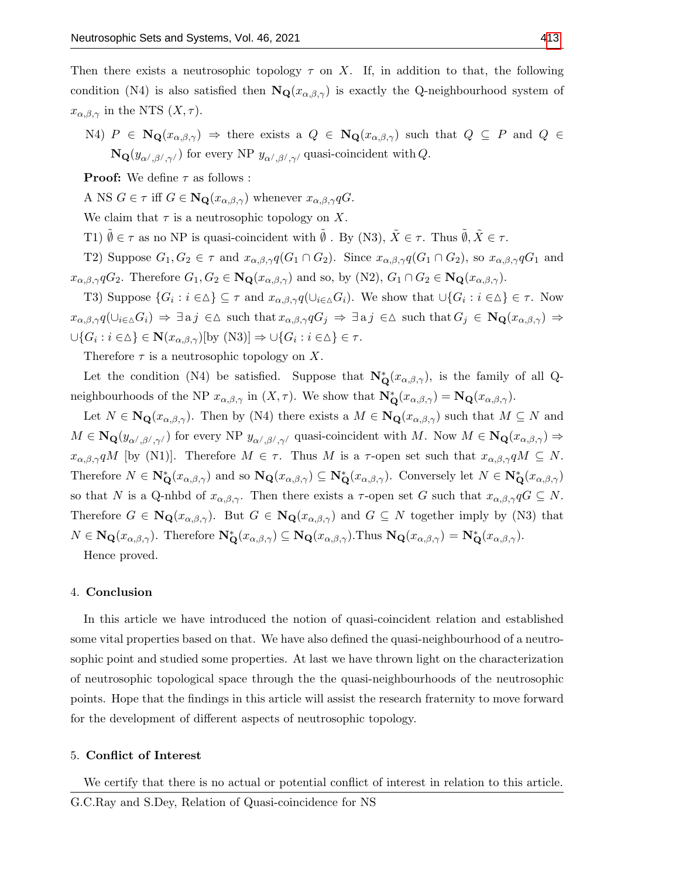Then there exists a neutrosophic topology $\tau$ on $X$. If, in addition to that, the following condition (N4) is also satisfied then $\mathbf{N_Q}(x_{\alpha,\beta,\gamma})$ is exactly the Q-neighbourhood system of $x_{\alpha,\beta,\gamma}$ in the NTS $(X, \tau)$.

N4) $P \in \mathbf{N_Q}(x_{\alpha,\beta,\gamma}) \Rightarrow$ there exists a $Q \in \mathbf{N_Q}(x_{\alpha,\beta,\gamma})$ such that $Q \subseteq P$ and $Q \in \mathbf{N_Q}(y_{\alpha',\beta',\gamma'})$ for every NP $y_{\alpha',\beta',\gamma'}$ quasi-coincident with $Q$.

**Proof:** We define $\tau$ as follows :

A NS $G \in \tau$ iff $G \in \mathbf{N_Q}(x_{\alpha,\beta,\gamma})$ whenever $x_{\alpha,\beta,\gamma} qG$.

We claim that $\tau$ is a neutrosophic topology on $X$.

T1) $\tilde{\emptyset} \in \tau$ as no NP is quasi-coincident with $\tilde{\emptyset}$ . By (N3), $\tilde{X} \in \tau$. Thus $\tilde{\emptyset}, \tilde{X} \in \tau$.

T2) Suppose $G_1, G_2 \in \tau$ and $x_{\alpha,\beta,\gamma} q(G_1 \cap G_2)$. Since $x_{\alpha,\beta,\gamma} q(G_1 \cap G_2)$, so $x_{\alpha,\beta,\gamma} qG_1$ and $x_{\alpha,\beta,\gamma} qG_2$. Therefore $G_1, G_2 \in \mathbf{N_Q}(x_{\alpha,\beta,\gamma})$ and so, by (N2), $G_1 \cap G_2 \in \mathbf{N_Q}(x_{\alpha,\beta,\gamma})$.

T3) Suppose $\{G_i : i \in \triangle\} \subseteq \tau$ and $x_{\alpha,\beta,\gamma} q(\cup_{i\in\triangle} G_i)$. We show that $\cup\{G_i : i \in\triangle\} \in \tau$. Now $x_{\alpha,\beta,\gamma} q(\cup_{i\in\triangle} G_i) \Rightarrow \exists$ a $j \in\triangle$ such that $x_{\alpha,\beta,\gamma} qG_j \Rightarrow \exists$ a $j \in\triangle$ such that $G_j \in \mathbf{N_Q}(x_{\alpha,\beta,\gamma}) \Rightarrow \cup\{G_i : i \in\triangle\} \in \mathbf{N}(x_{\alpha,\beta,\gamma})$[by (N3)] $\Rightarrow \cup\{G_i : i \in\triangle\} \in \tau$.

Therefore $\tau$ is a neutrosophic topology on $X$.

Let the condition (N4) be satisfied. Suppose that $\mathbf{N^*_Q}(x_{\alpha,\beta,\gamma})$, is the family of all Q-neighbourhoods of the NP $x_{\alpha,\beta,\gamma}$ in $(X, \tau)$. We show that $\mathbf{N^*_Q}(x_{\alpha,\beta,\gamma}) = \mathbf{N_Q}(x_{\alpha,\beta,\gamma})$.

Let $N \in \mathbf{N_Q}(x_{\alpha,\beta,\gamma})$. Then by (N4) there exists a $M \in \mathbf{N_Q}(x_{\alpha,\beta,\gamma})$ such that $M \subseteq N$ and $M \in \mathbf{N_Q}(y_{\alpha',\beta',\gamma'})$ for every NP $y_{\alpha',\beta',\gamma'}$ quasi-coincident with $M$. Now $M \in \mathbf{N_Q}(x_{\alpha,\beta,\gamma}) \Rightarrow x_{\alpha,\beta,\gamma} qM$ [by (N1)]. Therefore $M \in \tau$. Thus $M$ is a $\tau$-open set such that $x_{\alpha,\beta,\gamma} qM \subseteq N$. Therefore $N \in \mathbf{N^*_Q}(x_{\alpha,\beta,\gamma})$ and so $\mathbf{N_Q}(x_{\alpha,\beta,\gamma}) \subseteq \mathbf{N^*_Q}(x_{\alpha,\beta,\gamma})$. Conversely let $N \in \mathbf{N^*_Q}(x_{\alpha,\beta,\gamma})$ so that $N$ is a Q-nhbd of $x_{\alpha,\beta,\gamma}$. Then there exists a $\tau$-open set $G$ such that $x_{\alpha,\beta,\gamma} qG \subseteq N$. Therefore $G \in \mathbf{N_Q}(x_{\alpha,\beta,\gamma})$. But $G \in \mathbf{N_Q}(x_{\alpha,\beta,\gamma})$ and $G \subseteq N$ together imply by (N3) that $N \in \mathbf{N_Q}(x_{\alpha,\beta,\gamma})$. Therefore $\mathbf{N^*_Q}(x_{\alpha,\beta,\gamma}) \subseteq \mathbf{N_Q}(x_{\alpha,\beta,\gamma})$.Thus $\mathbf{N_Q}(x_{\alpha,\beta,\gamma}) = \mathbf{N^*_Q}(x_{\alpha,\beta,\gamma})$.

Hence proved.

## 4. Conclusion

In this article we have introduced the notion of quasi-coincident relation and established some vital properties based on that. We have also defined the quasi-neighbourhood of a neutrosophic point and studied some properties. At last we have thrown light on the characterization of neutrosophic topological space through the the quasi-neighbourhoods of the neutrosophic points. Hope that the findings in this article will assist the research fraternity to move forward for the development of different aspects of neutrosophic topology.

## 5. Conflict of Interest

We certify that there is no actual or potential conflict of interest in relation to this article.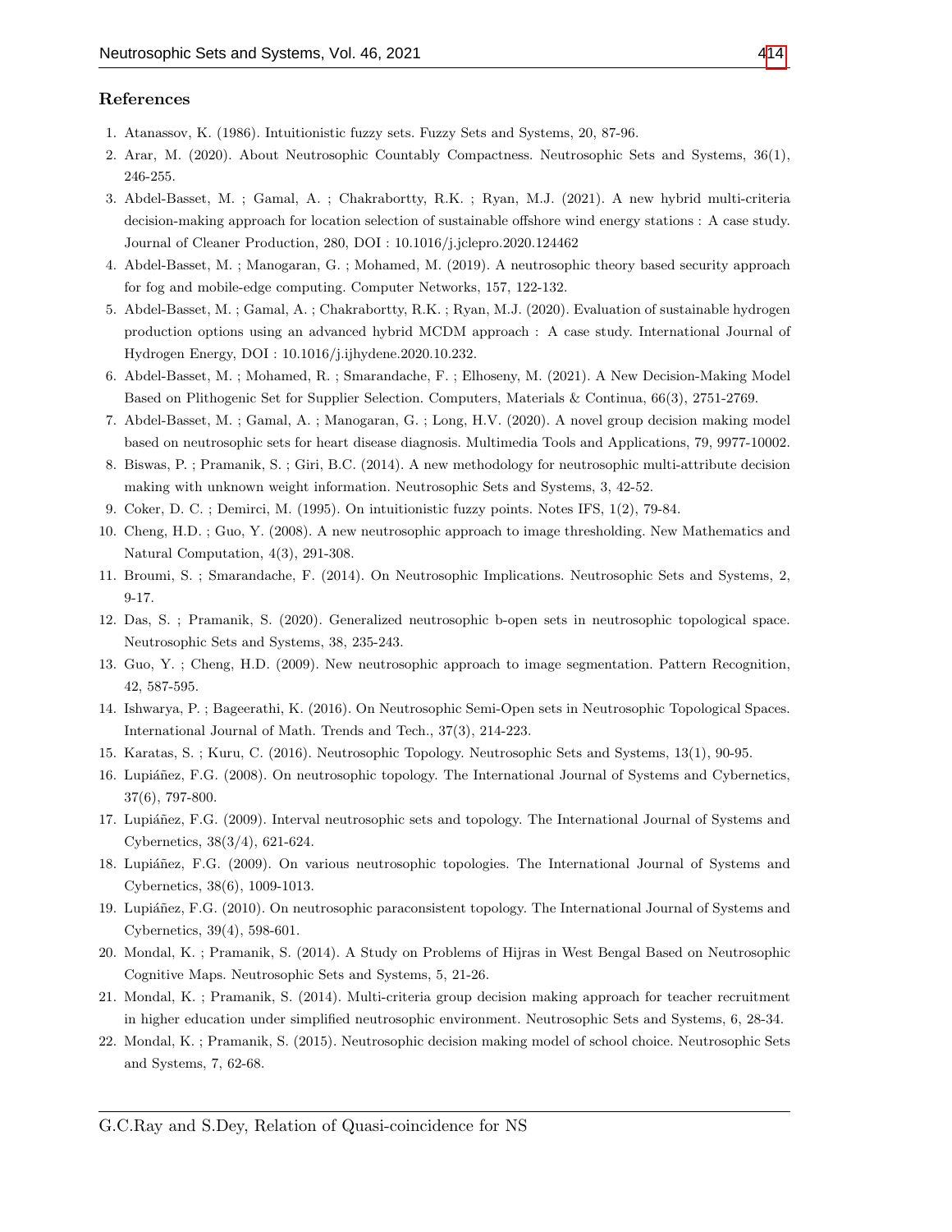## References

1. Atanassov, K. (1986). Intuitionistic fuzzy sets. Fuzzy Sets and Systems, 20, 87-96.
2. Arar, M. (2020). About Neutrosophic Countably Compactness. Neutrosophic Sets and Systems, 36(1), 246-255.
3. Abdel-Basset, M. ; Gamal, A. ; Chakrabortty, R.K. ; Ryan, M.J. (2021). A new hybrid multi-criteria decision-making approach for location selection of sustainable offshore wind energy stations : A case study. Journal of Cleaner Production, 280, DOI : 10.1016/j.jclepro.2020.124462
4. Abdel-Basset, M. ; Manogaran, G. ; Mohamed, M. (2019). A neutrosophic theory based security approach for fog and mobile-edge computing. Computer Networks, 157, 122-132.
5. Abdel-Basset, M. ; Gamal, A. ; Chakrabortty, R.K. ; Ryan, M.J. (2020). Evaluation of sustainable hydrogen production options using an advanced hybrid MCDM approach : A case study. International Journal of Hydrogen Energy, DOI : 10.1016/j.ijhydene.2020.10.232.
6. Abdel-Basset, M. ; Mohamed, R. ; Smarandache, F. ; Elhoseny, M. (2021). A New Decision-Making Model Based on Plithogenic Set for Supplier Selection. Computers, Materials & Continua, 66(3), 2751-2769.
7. Abdel-Basset, M. ; Gamal, A. ; Manogaran, G. ; Long, H.V. (2020). A novel group decision making model based on neutrosophic sets for heart disease diagnosis. Multimedia Tools and Applications, 79, 9977-10002.
8. Biswas, P. ; Pramanik, S. ; Giri, B.C. (2014). A new methodology for neutrosophic multi-attribute decision making with unknown weight information. Neutrosophic Sets and Systems, 3, 42-52.
9. Coker, D. C. ; Demirci, M. (1995). On intuitionistic fuzzy points. Notes IFS, 1(2), 79-84.
10. Cheng, H.D. ; Guo, Y. (2008). A new neutrosophic approach to image thresholding. New Mathematics and Natural Computation, 4(3), 291-308.
11. Broumi, S. ; Smarandache, F. (2014). On Neutrosophic Implications. Neutrosophic Sets and Systems, 2, 9-17.
12. Das, S. ; Pramanik, S. (2020). Generalized neutrosophic b-open sets in neutrosophic topological space. Neutrosophic Sets and Systems, 38, 235-243.
13. Guo, Y. ; Cheng, H.D. (2009). New neutrosophic approach to image segmentation. Pattern Recognition, 42, 587-595.
14. Ishwarya, P. ; Bageerathi, K. (2016). On Neutrosophic Semi-Open sets in Neutrosophic Topological Spaces. International Journal of Math. Trends and Tech., 37(3), 214-223.
15. Karatas, S. ; Kuru, C. (2016). Neutrosophic Topology. Neutrosophic Sets and Systems, 13(1), 90-95.
16. Lupiáñez, F.G. (2008). On neutrosophic topology. The International Journal of Systems and Cybernetics, 37(6), 797-800.
17. Lupiáñez, F.G. (2009). Interval neutrosophic sets and topology. The International Journal of Systems and Cybernetics, 38(3/4), 621-624.
18. Lupiáñez, F.G. (2009). On various neutrosophic topologies. The International Journal of Systems and Cybernetics, 38(6), 1009-1013.
19. Lupiáñez, F.G. (2010). On neutrosophic paraconsistent topology. The International Journal of Systems and Cybernetics, 39(4), 598-601.
20. Mondal, K. ; Pramanik, S. (2014). A Study on Problems of Hijras in West Bengal Based on Neutrosophic Cognitive Maps. Neutrosophic Sets and Systems, 5, 21-26.
21. Mondal, K. ; Pramanik, S. (2014). Multi-criteria group decision making approach for teacher recruitment in higher education under simplified neutrosophic environment. Neutrosophic Sets and Systems, 6, 28-34.
22. Mondal, K. ; Pramanik, S. (2015). Neutrosophic decision making model of school choice. Neutrosophic Sets and Systems, 7, 62-68.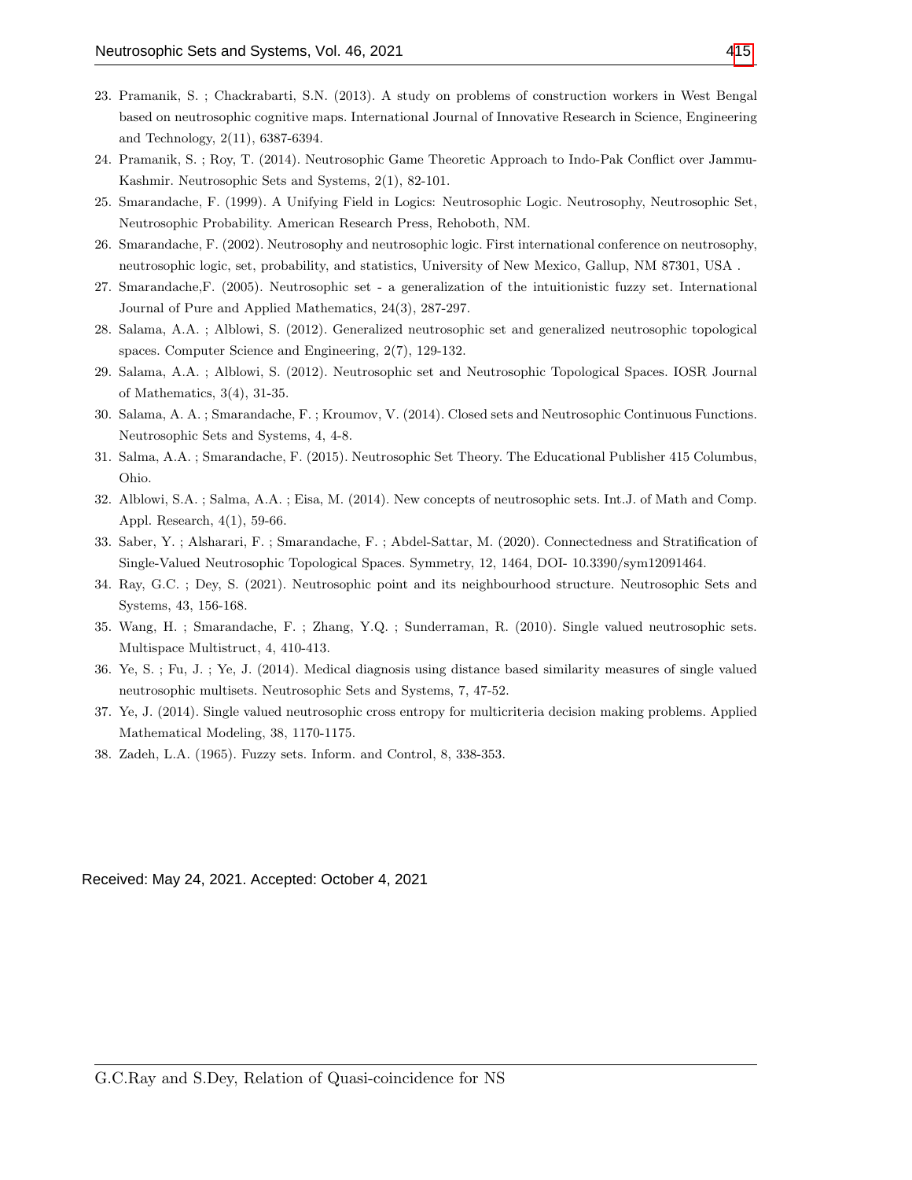23. Pramanik, S. ; Chackrabarti, S.N. (2013). A study on problems of construction workers in West Bengal based on neutrosophic cognitive maps. International Journal of Innovative Research in Science, Engineering and Technology, 2(11), 6387-6394.
24. Pramanik, S. ; Roy, T. (2014). Neutrosophic Game Theoretic Approach to Indo-Pak Conflict over Jammu-Kashmir. Neutrosophic Sets and Systems, 2(1), 82-101.
25. Smarandache, F. (1999). A Unifying Field in Logics: Neutrosophic Logic. Neutrosophy, Neutrosophic Set, Neutrosophic Probability. American Research Press, Rehoboth, NM.
26. Smarandache, F. (2002). Neutrosophy and neutrosophic logic. First international conference on neutrosophy, neutrosophic logic, set, probability, and statistics, University of New Mexico, Gallup, NM 87301, USA .
27. Smarandache,F. (2005). Neutrosophic set - a generalization of the intuitionistic fuzzy set. International Journal of Pure and Applied Mathematics, 24(3), 287-297.
28. Salama, A.A. ; Alblowi, S. (2012). Generalized neutrosophic set and generalized neutrosophic topological spaces. Computer Science and Engineering, 2(7), 129-132.
29. Salama, A.A. ; Alblowi, S. (2012). Neutrosophic set and Neutrosophic Topological Spaces. IOSR Journal of Mathematics, 3(4), 31-35.
30. Salama, A. A. ; Smarandache, F. ; Kroumov, V. (2014). Closed sets and Neutrosophic Continuous Functions. Neutrosophic Sets and Systems, 4, 4-8.
31. Salma, A.A. ; Smarandache, F. (2015). Neutrosophic Set Theory. The Educational Publisher 415 Columbus, Ohio.
32. Alblowi, S.A. ; Salma, A.A. ; Eisa, M. (2014). New concepts of neutrosophic sets. Int.J. of Math and Comp. Appl. Research, 4(1), 59-66.
33. Saber, Y. ; Alsharari, F. ; Smarandache, F. ; Abdel-Sattar, M. (2020). Connectedness and Stratification of Single-Valued Neutrosophic Topological Spaces. Symmetry, 12, 1464, DOI- 10.3390/sym12091464.
34. Ray, G.C. ; Dey, S. (2021). Neutrosophic point and its neighbourhood structure. Neutrosophic Sets and Systems, 43, 156-168.
35. Wang, H. ; Smarandache, F. ; Zhang, Y.Q. ; Sunderraman, R. (2010). Single valued neutrosophic sets. Multispace Multistruct, 4, 410-413.
36. Ye, S. ; Fu, J. ; Ye, J. (2014). Medical diagnosis using distance based similarity measures of single valued neutrosophic multisets. Neutrosophic Sets and Systems, 7, 47-52.
37. Ye, J. (2014). Single valued neutrosophic cross entropy for multicriteria decision making problems. Applied Mathematical Modeling, 38, 1170-1175.
38. Zadeh, L.A. (1965). Fuzzy sets. Inform. and Control, 8, 338-353.

Received: May 24, 2021. Accepted: October 4, 2021